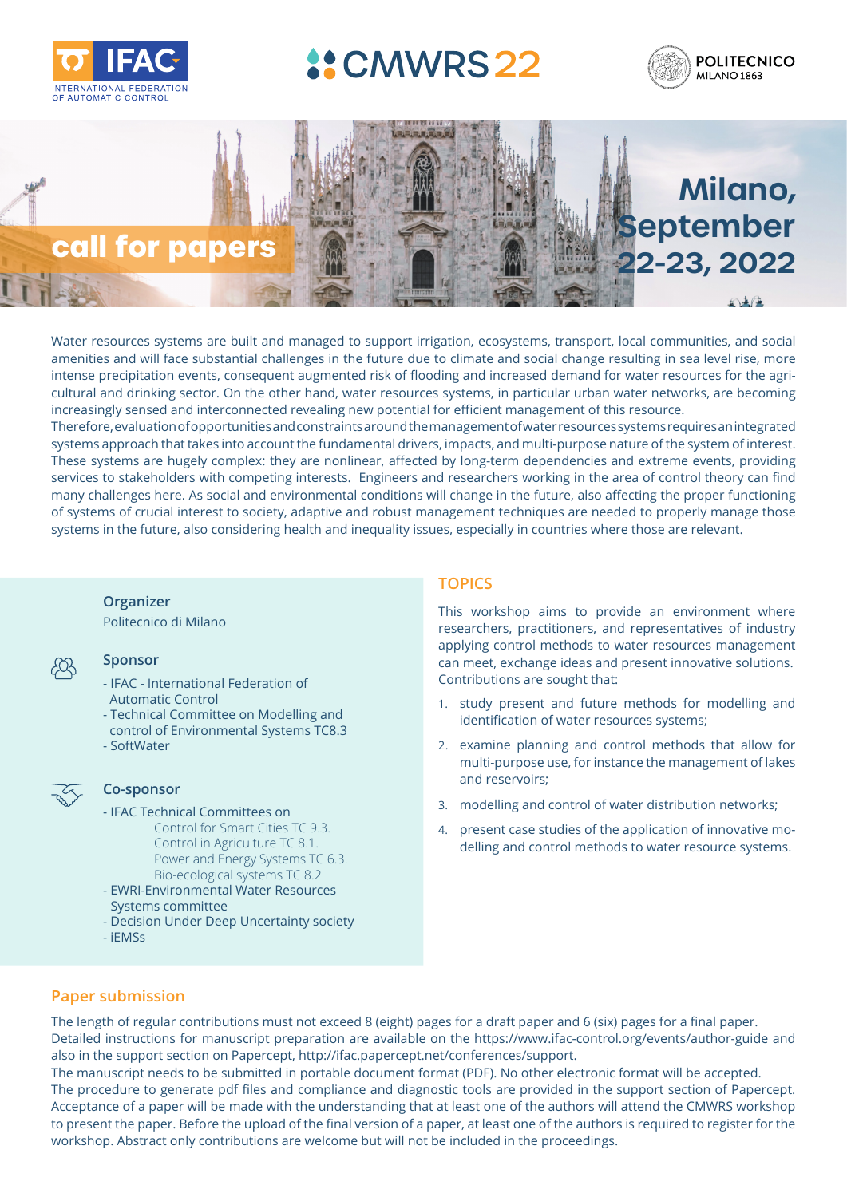IFAC INTERNATIONAL FEDERATION OF AUTOMATIC CONTROL

# CMWRS 22

POLITECNICO MILANO 1863

## call for papers

**Milano, September 22-23, 2022**

Water resources systems are built and managed to support irrigation, ecosystems, transport, local communities, and social amenities and will face substantial challenges in the future due to climate and social change resulting in sea level rise, more intense precipitation events, consequent augmented risk of flooding and increased demand for water resources for the agricultural and drinking sector. On the other hand, water resources systems, in particular urban water networks, are becoming increasingly sensed and interconnected revealing new potential for efficient management of this resource.
Therefore, evaluation of opportunities and constraints around the management of water resources systems requires an integrated systems approach that takes into account the fundamental drivers, impacts, and multi-purpose nature of the system of interest. These systems are hugely complex: they are nonlinear, affected by long-term dependencies and extreme events, providing services to stakeholders with competing interests. Engineers and researchers working in the area of control theory can find many challenges here. As social and environmental conditions will change in the future, also affecting the proper functioning of systems of crucial interest to society, adaptive and robust management techniques are needed to properly manage those systems in the future, also considering health and inequality issues, especially in countries where those are relevant.

### Organizer

Politecnico di Milano

### Sponsor

- IFAC - International Federation of Automatic Control
- Technical Committee on Modelling and control of Environmental Systems TC8.3
- SoftWater

### Co-sponsor

- IFAC Technical Committees on
  - Control for Smart Cities TC 9.3.
  - Control in Agriculture TC 8.1.
  - Power and Energy Systems TC 6.3.
  - Bio-ecological systems TC 8.2
- EWRI-Environmental Water Resources Systems committee
- Decision Under Deep Uncertainty society
- iEMSs

## TOPICS

This workshop aims to provide an environment where researchers, practitioners, and representatives of industry applying control methods to water resources management can meet, exchange ideas and present innovative solutions. Contributions are sought that:

1. study present and future methods for modelling and identification of water resources systems;
2. examine planning and control methods that allow for multi-purpose use, for instance the management of lakes and reservoirs;
3. modelling and control of water distribution networks;
4. present case studies of the application of innovative modelling and control methods to water resource systems.

## Paper submission

The length of regular contributions must not exceed 8 (eight) pages for a draft paper and 6 (six) pages for a final paper.
Detailed instructions for manuscript preparation are available on the https://www.ifac-control.org/events/author-guide and also in the support section on Papercept, http://ifac.papercept.net/conferences/support.
The manuscript needs to be submitted in portable document format (PDF). No other electronic format will be accepted.
The procedure to generate pdf files and compliance and diagnostic tools are provided in the support section of Papercept.
Acceptance of a paper will be made with the understanding that at least one of the authors will attend the CMWRS workshop to present the paper. Before the upload of the final version of a paper, at least one of the authors is required to register for the workshop. Abstract only contributions are welcome but will not be included in the proceedings.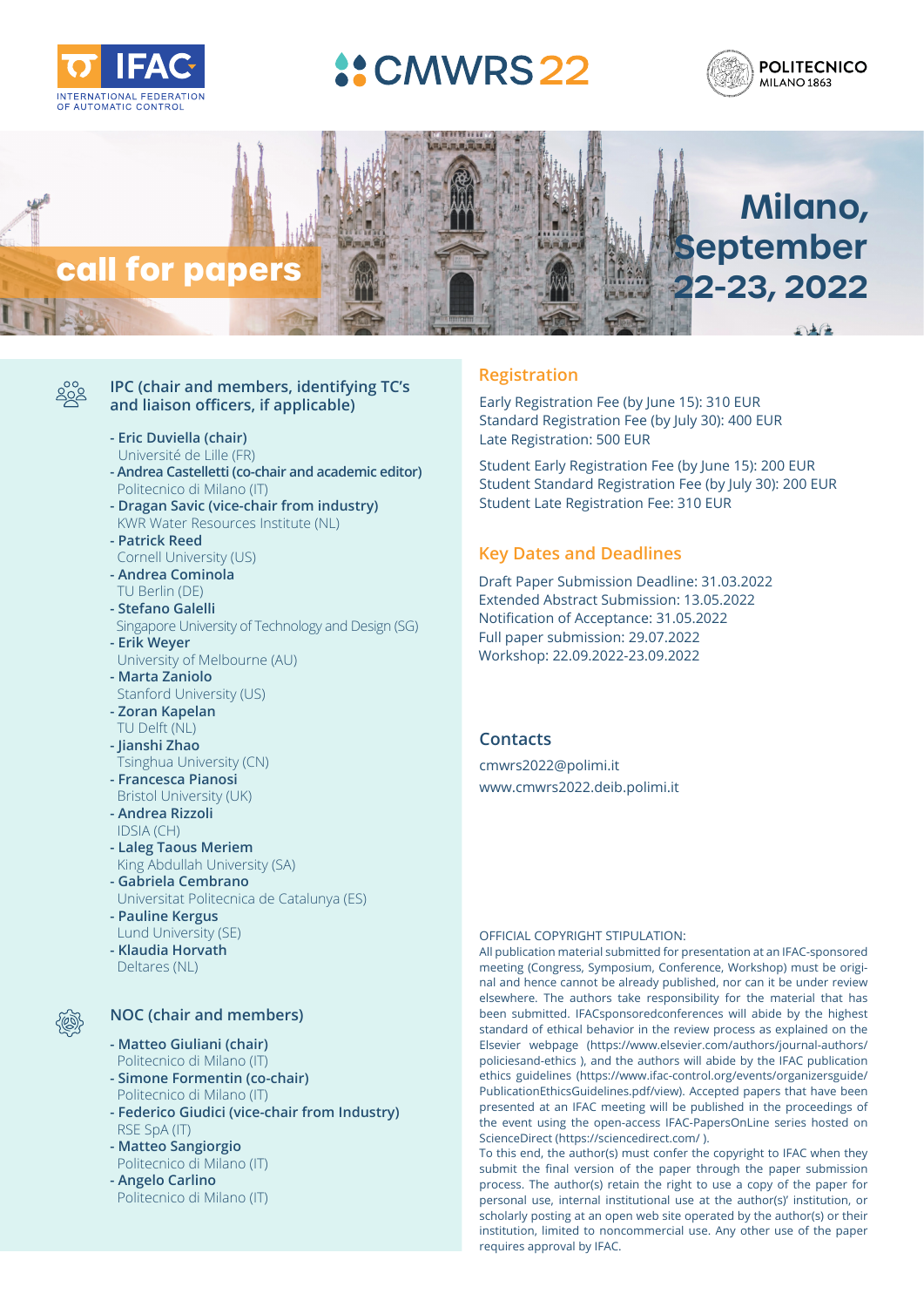IFAC INTERNATIONAL FEDERATION OF AUTOMATIC CONTROL

CMWRS 22

POLITECNICO MILANO 1863

# call for papers

**Milano, September 22-23, 2022**

## IPC (chair and members, identifying TC's and liaison officers, if applicable)

- **Eric Duviella (chair)**
  Université de Lille (FR)
- **Andrea Castelletti (co-chair and academic editor)**
  Politecnico di Milano (IT)
- **Dragan Savic (vice-chair from industry)**
  KWR Water Resources Institute (NL)
- **Patrick Reed**
  Cornell University (US)
- **Andrea Cominola**
  TU Berlin (DE)
- **Stefano Galelli**
  Singapore University of Technology and Design (SG)
- **Erik Weyer**
  University of Melbourne (AU)
- **Marta Zaniolo**
  Stanford University (US)
- **Zoran Kapelan**
  TU Delft (NL)
- **Jianshi Zhao**
  Tsinghua University (CN)
- **Francesca Pianosi**
  Bristol University (UK)
- **Andrea Rizzoli**
  IDSIA (CH)
- **Laleg Taous Meriem**
  King Abdullah University (SA)
- **Gabriela Cembrano**
  Universitat Politecnica de Catalunya (ES)
- **Pauline Kergus**
  Lund University (SE)
- **Klaudia Horvath**
  Deltares (NL)

## NOC (chair and members)

- **Matteo Giuliani (chair)**
  Politecnico di Milano (IT)
- **Simone Formentin (co-chair)**
  Politecnico di Milano (IT)
- **Federico Giudici (vice-chair from Industry)**
  RSE SpA (IT)
- **Matteo Sangiorgio**
  Politecnico di Milano (IT)
- **Angelo Carlino**
  Politecnico di Milano (IT)

## Registration

Early Registration Fee (by June 15): 310 EUR
Standard Registration Fee (by July 30): 400 EUR
Late Registration: 500 EUR

Student Early Registration Fee (by June 15): 200 EUR
Student Standard Registration Fee (by July 30): 200 EUR
Student Late Registration Fee: 310 EUR

## Key Dates and Deadlines

Draft Paper Submission Deadline: 31.03.2022
Extended Abstract Submission: 13.05.2022
Notification of Acceptance: 31.05.2022
Full paper submission: 29.07.2022
Workshop: 22.09.2022-23.09.2022

## Contacts

cmwrs2022@polimi.it
www.cmwrs2022.deib.polimi.it

OFFICIAL COPYRIGHT STIPULATION:

All publication material submitted for presentation at an IFAC-sponsored meeting (Congress, Symposium, Conference, Workshop) must be original and hence cannot be already published, nor can it be under review elsewhere. The authors take responsibility for the material that has been submitted. IFACsponsoredconferences will abide by the highest standard of ethical behavior in the review process as explained on the Elsevier webpage (https://www.elsevier.com/authors/journal-authors/policiesand-ethics ), and the authors will abide by the IFAC publication ethics guidelines (https://www.ifac-control.org/events/organizersguide/PublicationEthicsGuidelines.pdf/view). Accepted papers that have been presented at an IFAC meeting will be published in the proceedings of the event using the open-access IFAC-PapersOnLine series hosted on ScienceDirect (https://sciencedirect.com/ ).

To this end, the author(s) must confer the copyright to IFAC when they submit the final version of the paper through the paper submission process. The author(s) retain the right to use a copy of the paper for personal use, internal institutional use at the author(s)' institution, or scholarly posting at an open web site operated by the author(s) or their institution, limited to noncommercial use. Any other use of the paper requires approval by IFAC.